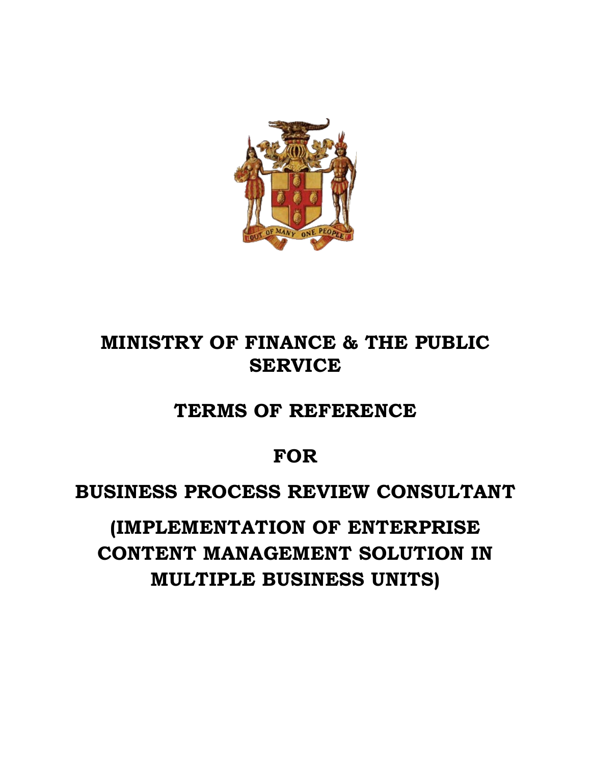# MINISTRY OF FINANCE & THE PUBLIC SERVICE

# TERMS OF REFERENCE

# FOR

# BUSINESS PROCESS REVIEW CONSULTANT

# (IMPLEMENTATION OF ENTERPRISE CONTENT MANAGEMENT SOLUTION IN MULTIPLE BUSINESS UNITS)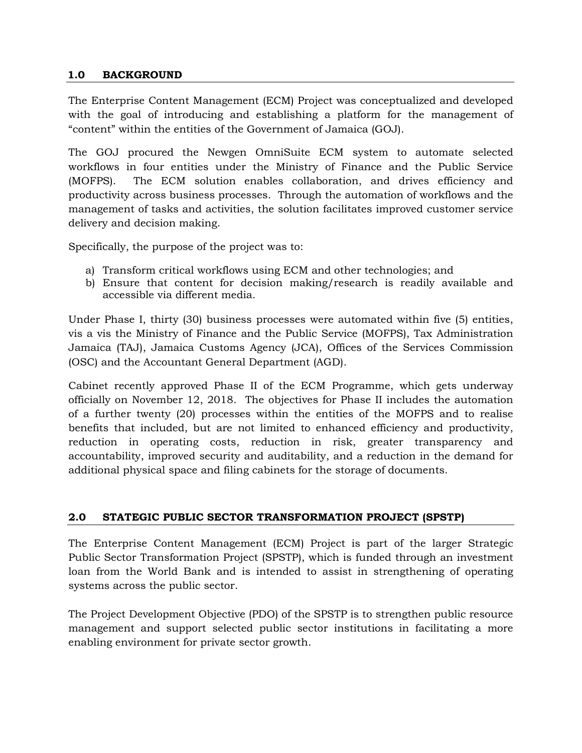## 1.0 BACKGROUND

The Enterprise Content Management (ECM) Project was conceptualized and developed with the goal of introducing and establishing a platform for the management of "content" within the entities of the Government of Jamaica (GOJ).

The GOJ procured the Newgen OmniSuite ECM system to automate selected workflows in four entities under the Ministry of Finance and the Public Service (MOFPS). The ECM solution enables collaboration, and drives efficiency and productivity across business processes. Through the automation of workflows and the management of tasks and activities, the solution facilitates improved customer service delivery and decision making.

Specifically, the purpose of the project was to:

a) Transform critical workflows using ECM and other technologies; and
b) Ensure that content for decision making/research is readily available and accessible via different media.

Under Phase I, thirty (30) business processes were automated within five (5) entities, vis a vis the Ministry of Finance and the Public Service (MOFPS), Tax Administration Jamaica (TAJ), Jamaica Customs Agency (JCA), Offices of the Services Commission (OSC) and the Accountant General Department (AGD).

Cabinet recently approved Phase II of the ECM Programme, which gets underway officially on November 12, 2018. The objectives for Phase II includes the automation of a further twenty (20) processes within the entities of the MOFPS and to realise benefits that included, but are not limited to enhanced efficiency and productivity, reduction in operating costs, reduction in risk, greater transparency and accountability, improved security and auditability, and a reduction in the demand for additional physical space and filing cabinets for the storage of documents.

## 2.0 STATEGIC PUBLIC SECTOR TRANSFORMATION PROJECT (SPSTP)

The Enterprise Content Management (ECM) Project is part of the larger Strategic Public Sector Transformation Project (SPSTP), which is funded through an investment loan from the World Bank and is intended to assist in strengthening of operating systems across the public sector.

The Project Development Objective (PDO) of the SPSTP is to strengthen public resource management and support selected public sector institutions in facilitating a more enabling environment for private sector growth.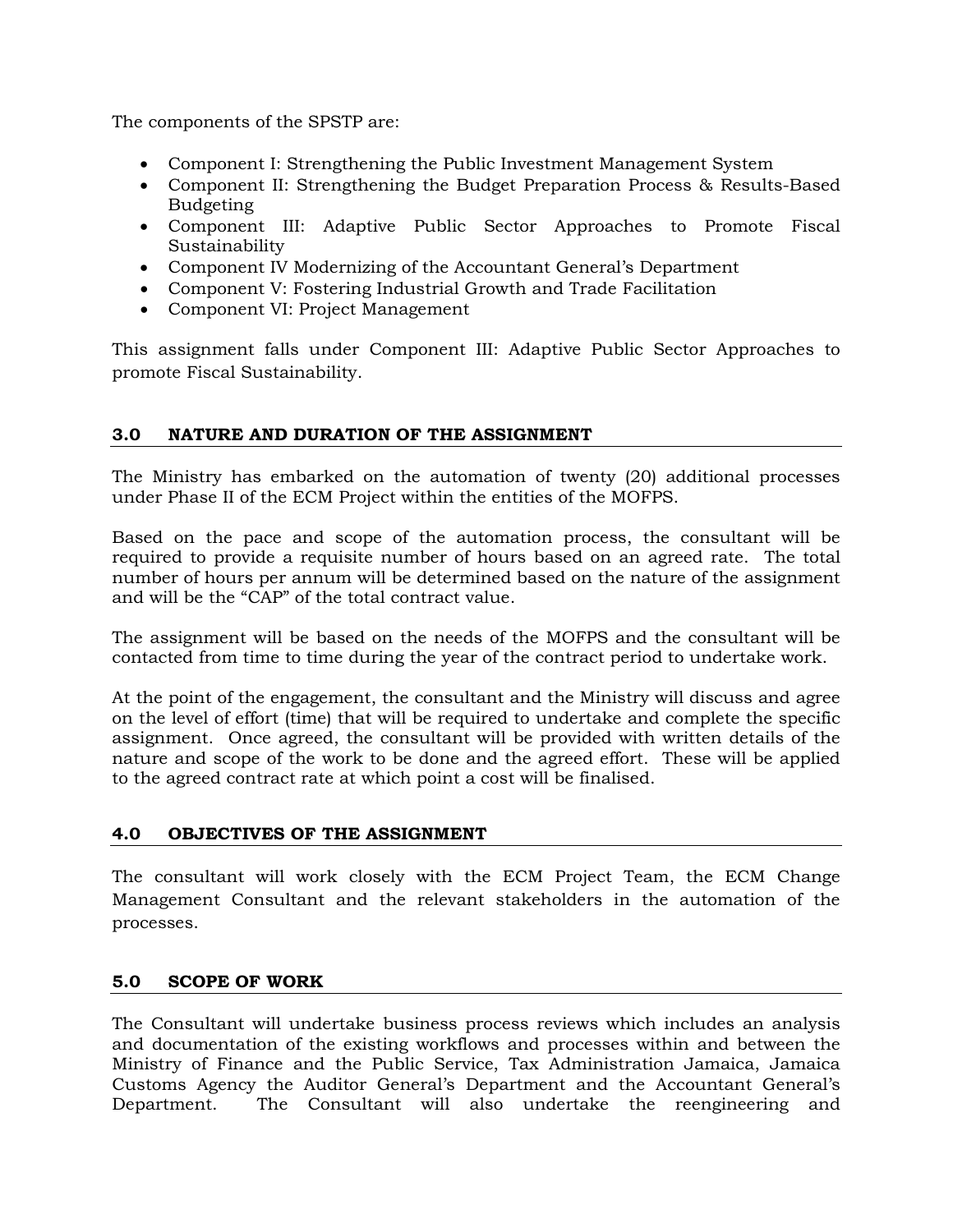The components of the SPSTP are:

- Component I: Strengthening the Public Investment Management System
- Component II: Strengthening the Budget Preparation Process & Results-Based Budgeting
- Component III: Adaptive Public Sector Approaches to Promote Fiscal Sustainability
- Component IV Modernizing of the Accountant General's Department
- Component V: Fostering Industrial Growth and Trade Facilitation
- Component VI: Project Management

This assignment falls under Component III: Adaptive Public Sector Approaches to promote Fiscal Sustainability.

## 3.0 NATURE AND DURATION OF THE ASSIGNMENT

The Ministry has embarked on the automation of twenty (20) additional processes under Phase II of the ECM Project within the entities of the MOFPS.

Based on the pace and scope of the automation process, the consultant will be required to provide a requisite number of hours based on an agreed rate. The total number of hours per annum will be determined based on the nature of the assignment and will be the "CAP" of the total contract value.

The assignment will be based on the needs of the MOFPS and the consultant will be contacted from time to time during the year of the contract period to undertake work.

At the point of the engagement, the consultant and the Ministry will discuss and agree on the level of effort (time) that will be required to undertake and complete the specific assignment. Once agreed, the consultant will be provided with written details of the nature and scope of the work to be done and the agreed effort. These will be applied to the agreed contract rate at which point a cost will be finalised.

## 4.0 OBJECTIVES OF THE ASSIGNMENT

The consultant will work closely with the ECM Project Team, the ECM Change Management Consultant and the relevant stakeholders in the automation of the processes.

## 5.0 SCOPE OF WORK

The Consultant will undertake business process reviews which includes an analysis and documentation of the existing workflows and processes within and between the Ministry of Finance and the Public Service, Tax Administration Jamaica, Jamaica Customs Agency the Auditor General's Department and the Accountant General's Department. The Consultant will also undertake the reengineering and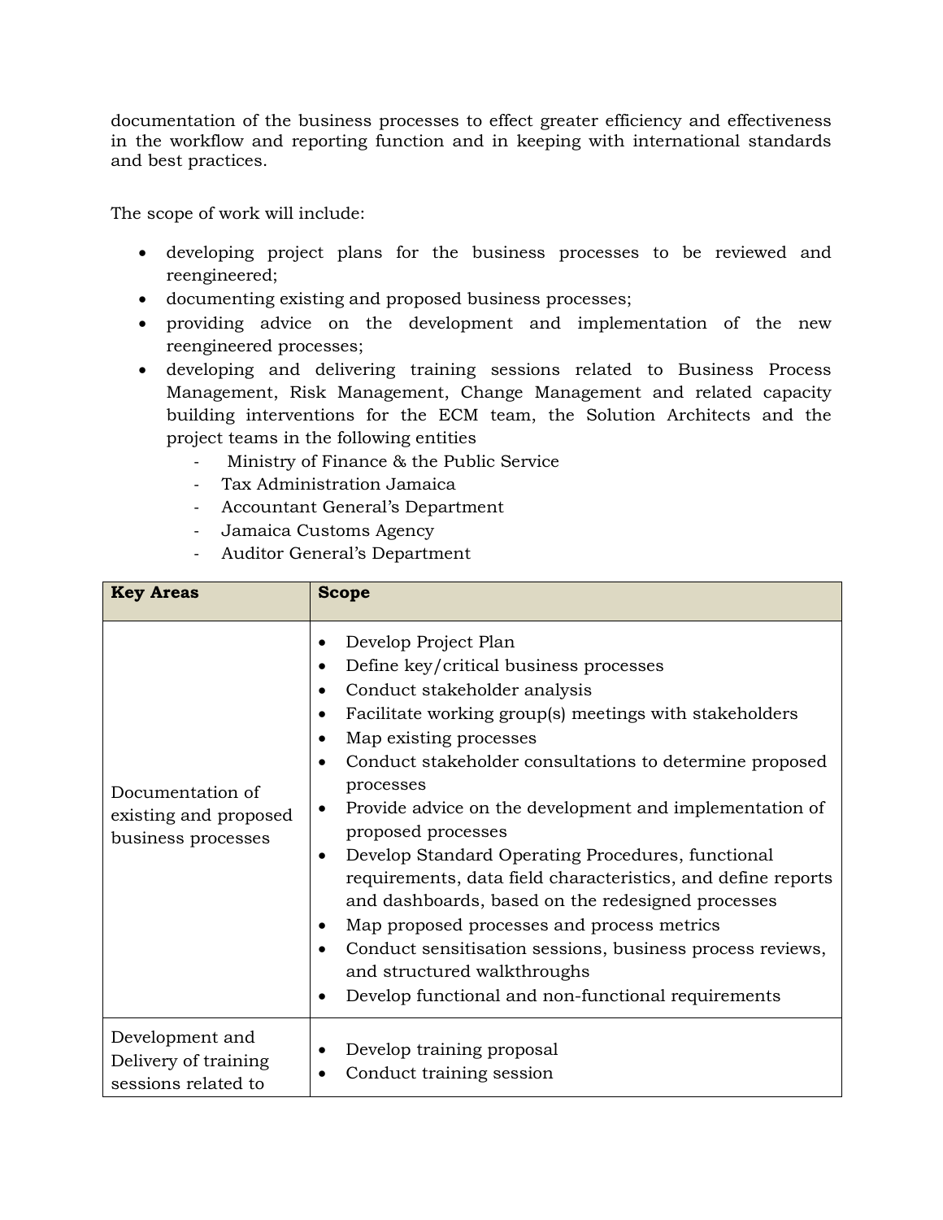documentation of the business processes to effect greater efficiency and effectiveness in the workflow and reporting function and in keeping with international standards and best practices.

The scope of work will include:

- developing project plans for the business processes to be reviewed and reengineered;
- documenting existing and proposed business processes;
- providing advice on the development and implementation of the new reengineered processes;
- developing and delivering training sessions related to Business Process Management, Risk Management, Change Management and related capacity building interventions for the ECM team, the Solution Architects and the project teams in the following entities
    - Ministry of Finance & the Public Service
    - Tax Administration Jamaica
    - Accountant General's Department
    - Jamaica Customs Agency
    - Auditor General's Department

| Key Areas | Scope |
|---|---|
| Documentation of existing and proposed business processes | • Develop Project Plan<br>• Define key/critical business processes<br>• Conduct stakeholder analysis<br>• Facilitate working group(s) meetings with stakeholders<br>• Map existing processes<br>• Conduct stakeholder consultations to determine proposed processes<br>• Provide advice on the development and implementation of proposed processes<br>• Develop Standard Operating Procedures, functional requirements, data field characteristics, and define reports and dashboards, based on the redesigned processes<br>• Map proposed processes and process metrics<br>• Conduct sensitisation sessions, business process reviews, and structured walkthroughs<br>• Develop functional and non-functional requirements |
| Development and Delivery of training sessions related to | • Develop training proposal<br>• Conduct training session |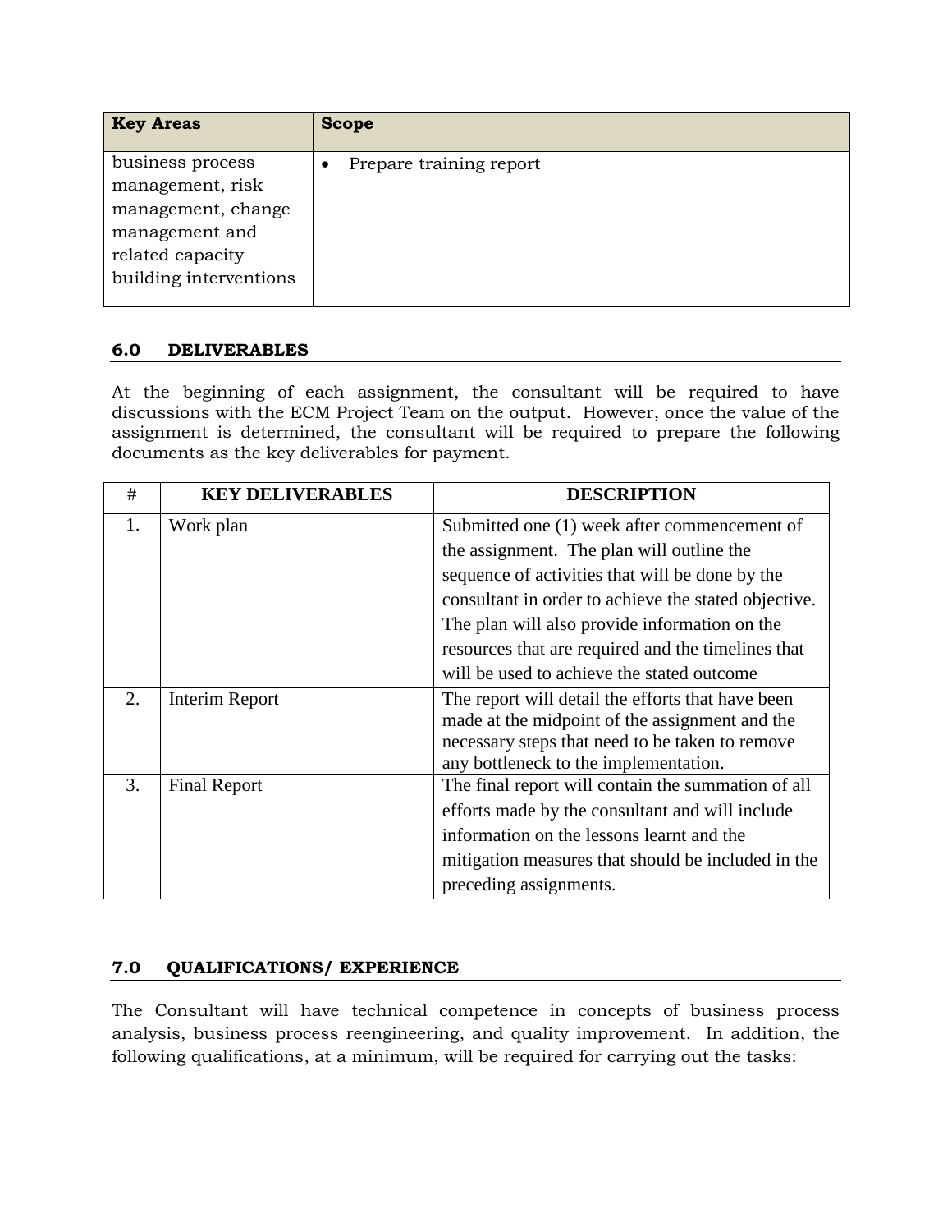| Key Areas | Scope |
|---|---|
| business process management, risk management, change management and related capacity building interventions | • Prepare training report |

## 6.0 DELIVERABLES

At the beginning of each assignment, the consultant will be required to have discussions with the ECM Project Team on the output. However, once the value of the assignment is determined, the consultant will be required to prepare the following documents as the key deliverables for payment.

| # | KEY DELIVERABLES | DESCRIPTION |
|---|---|---|
| 1. | Work plan | Submitted one (1) week after commencement of the assignment. The plan will outline the sequence of activities that will be done by the consultant in order to achieve the stated objective. The plan will also provide information on the resources that are required and the timelines that will be used to achieve the stated outcome |
| 2. | Interim Report | The report will detail the efforts that have been made at the midpoint of the assignment and the necessary steps that need to be taken to remove any bottleneck to the implementation. |
| 3. | Final Report | The final report will contain the summation of all efforts made by the consultant and will include information on the lessons learnt and the mitigation measures that should be included in the preceding assignments. |

## 7.0 QUALIFICATIONS/ EXPERIENCE

The Consultant will have technical competence in concepts of business process analysis, business process reengineering, and quality improvement. In addition, the following qualifications, at a minimum, will be required for carrying out the tasks: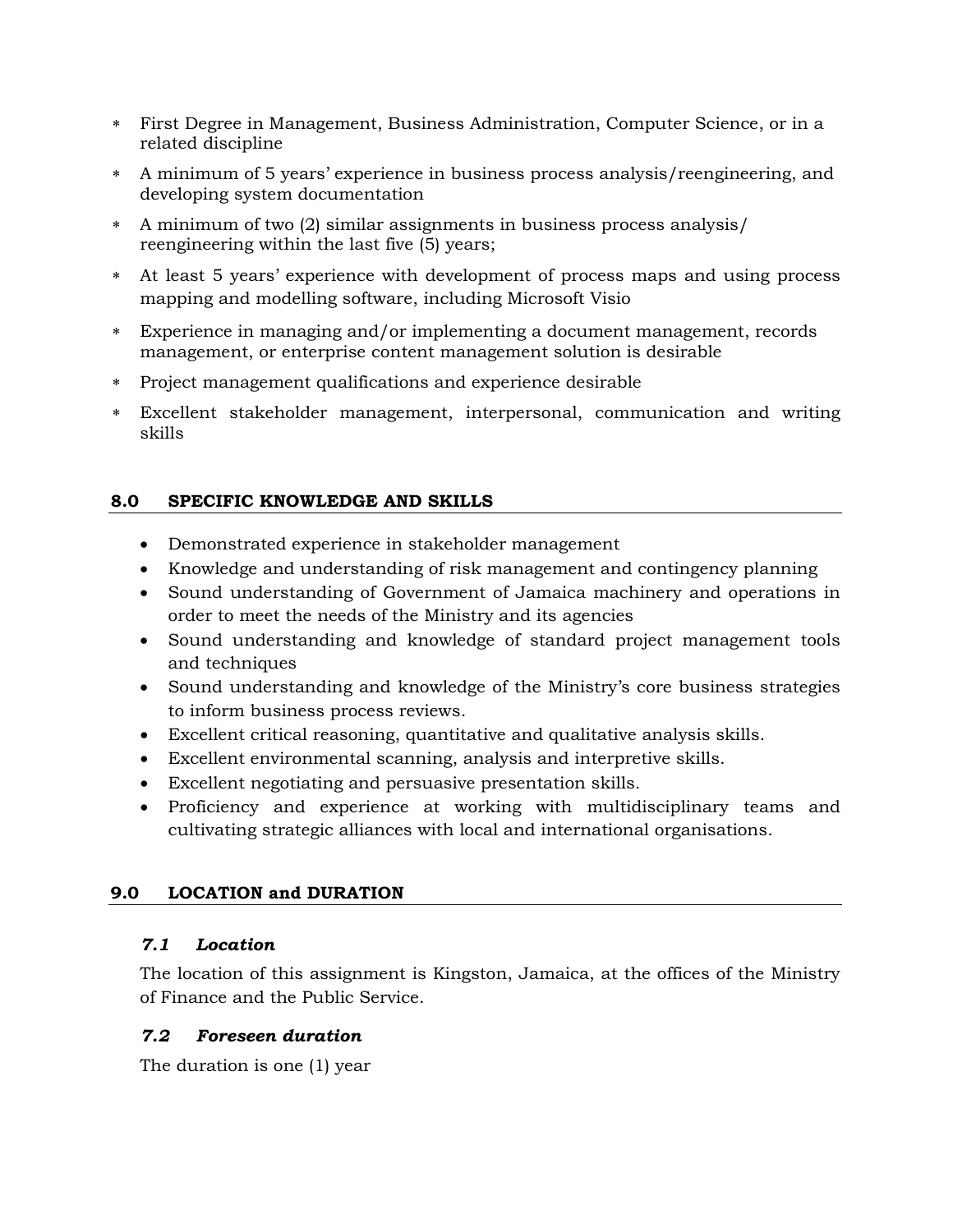* First Degree in Management, Business Administration, Computer Science, or in a related discipline
* A minimum of 5 years' experience in business process analysis/reengineering, and developing system documentation
* A minimum of two (2) similar assignments in business process analysis/ reengineering within the last five (5) years;
* At least 5 years' experience with development of process maps and using process mapping and modelling software, including Microsoft Visio
* Experience in managing and/or implementing a document management, records management, or enterprise content management solution is desirable
* Project management qualifications and experience desirable
* Excellent stakeholder management, interpersonal, communication and writing skills

## 8.0 SPECIFIC KNOWLEDGE AND SKILLS

- Demonstrated experience in stakeholder management
- Knowledge and understanding of risk management and contingency planning
- Sound understanding of Government of Jamaica machinery and operations in order to meet the needs of the Ministry and its agencies
- Sound understanding and knowledge of standard project management tools and techniques
- Sound understanding and knowledge of the Ministry's core business strategies to inform business process reviews.
- Excellent critical reasoning, quantitative and qualitative analysis skills.
- Excellent environmental scanning, analysis and interpretive skills.
- Excellent negotiating and persuasive presentation skills.
- Proficiency and experience at working with multidisciplinary teams and cultivating strategic alliances with local and international organisations.

## 9.0 LOCATION and DURATION

### *7.1 Location*

The location of this assignment is Kingston, Jamaica, at the offices of the Ministry of Finance and the Public Service.

### *7.2 Foreseen duration*

The duration is one (1) year